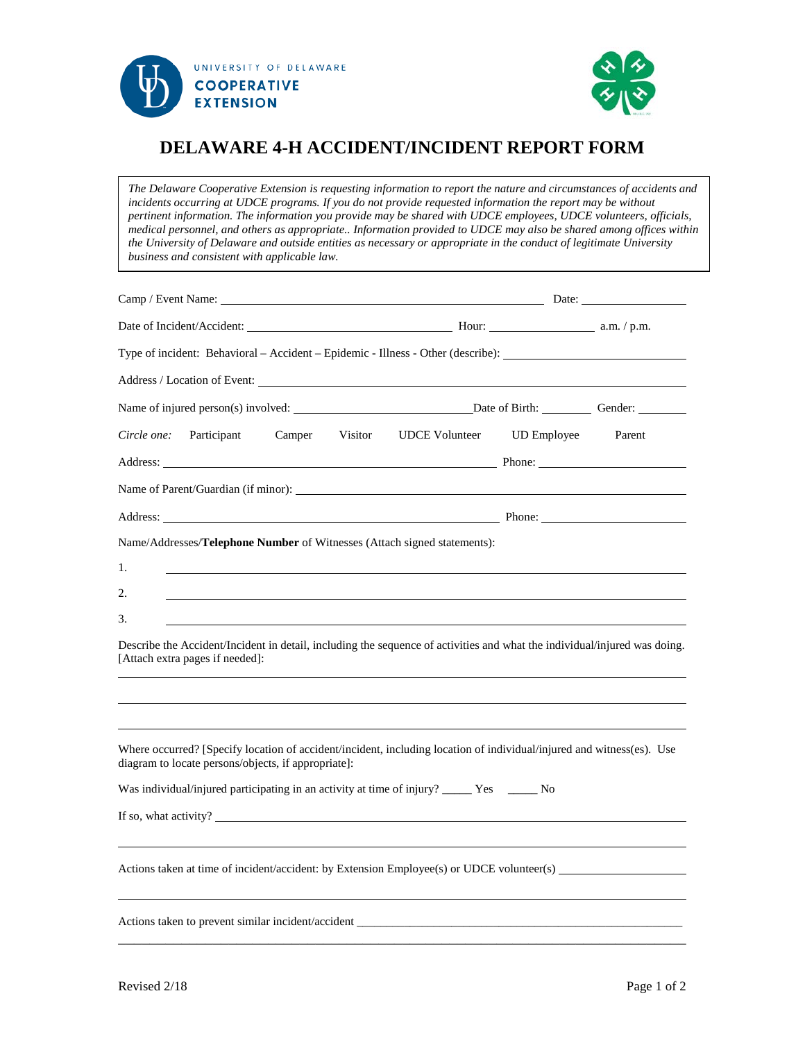UNIVERSITY OF DELAWARE
COOPERATIVE
EXTENSION

# DELAWARE 4-H ACCIDENT/INCIDENT REPORT FORM

*The Delaware Cooperative Extension is requesting information to report the nature and circumstances of accidents and incidents occurring at UDCE programs. If you do not provide requested information the report may be without pertinent information. The information you provide may be shared with UDCE employees, UDCE volunteers, officials, medical personnel, and others as appropriate.. Information provided to UDCE may also be shared among offices within the University of Delaware and outside entities as necessary or appropriate in the conduct of legitimate University business and consistent with applicable law.*

Camp / Event Name: ______________________________ Date: ______________

Date of Incident/Accident: ______________________ Hour: ____________ a.m. / p.m.

Type of incident: Behavioral – Accident – Epidemic - Illness - Other (describe): ______________________

Address / Location of Event: ______________________________________________

Name of injured person(s) involved: ____________________Date of Birth: ________ Gender: ________

*Circle one:* Participant Camper Visitor UDCE Volunteer UD Employee Parent

Address: ______________________________________ Phone: ______________________

Name of Parent/Guardian (if minor): ______________________________________________

Address: ______________________________________ Phone: ______________________

Name/Addresses/**Telephone Number** of Witnesses (Attach signed statements):

1. ______________________________________________
2. ______________________________________________
3. ______________________________________________

Describe the Accident/Incident in detail, including the sequence of activities and what the individual/injured was doing. [Attach extra pages if needed]:

______________________________________________

______________________________________________

______________________________________________

Where occurred? [Specify location of accident/incident, including location of individual/injured and witness(es). Use diagram to locate persons/objects, if appropriate]:

Was individual/injured participating in an activity at time of injury? _____ Yes _____ No

If so, what activity? ______________________________________________

______________________________________________

Actions taken at time of incident/accident: by Extension Employee(s) or UDCE volunteer(s) ______________________

______________________________________________

Actions taken to prevent similar incident/accident ______________________________________________

______________________________________________

Revised 2/18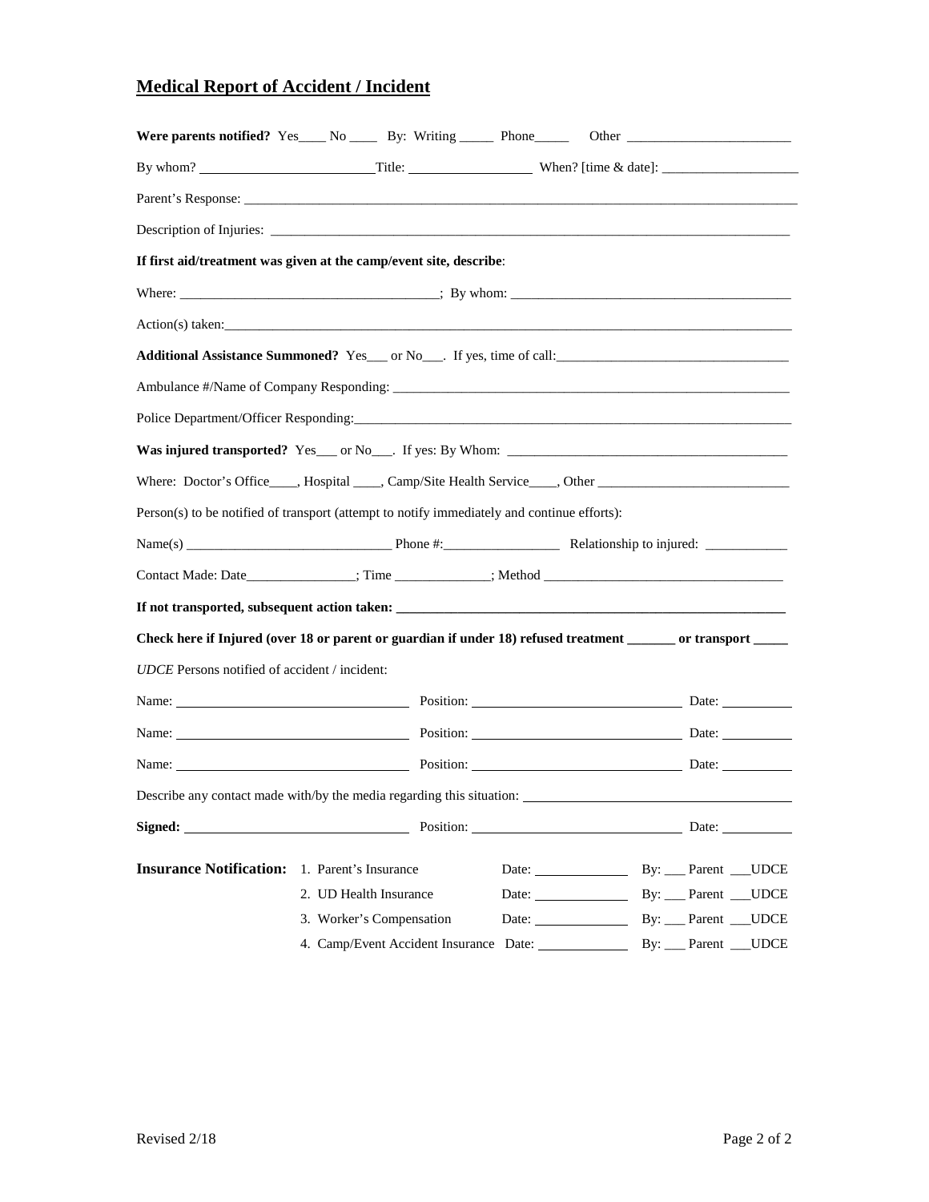## Medical Report of Accident / Incident

**Were parents notified?** Yes____ No ____ By: Writing _____ Phone_____ Other ________________________

By whom? ________________________ Title: _________________ When? [time & date]: ____________________

Parent's Response: ________________________________________________________________________________

Description of Injuries: ____________________________________________________________________________

**If first aid/treatment was given at the camp/event site, describe**:

Where: ______________________________________; By whom: __________________________________________

Action(s) taken:_________________________________________________________________________________

**Additional Assistance Summoned?** Yes___ or No___. If yes, time of call:__________________________________

Ambulance #/Name of Company Responding: ____________________________________________________________

Police Department/Officer Responding:_________________________________________________________________

**Was injured transported?** Yes___ or No___. If yes: By Whom: ________________________________________

Where: Doctor's Office____, Hospital ____, Camp/Site Health Service____, Other ___________________________

Person(s) to be notified of transport (attempt to notify immediately and continue efforts):

Name(s) _____________________________ Phone #:_________________ Relationship to injured: ____________

Contact Made: Date________________; Time ______________; Method __________________________________

**If not transported, subsequent action taken: ________________________________________________________**

**Check here if Injured (over 18 or parent or guardian if under 18) refused treatment _______ or transport _____**

*UDCE* Persons notified of accident / incident:

Name: ______________________________ Position: ___________________________ Date: __________

Name: ______________________________ Position: ___________________________ Date: __________

Name: ______________________________ Position: ___________________________ Date: __________

Describe any contact made with/by the media regarding this situation: ___________________________________

**Signed:** ______________________________ Position: ___________________________ Date: __________

| | | | |
|---|---|---|---|
| **Insurance Notification:** | 1. Parent's Insurance | Date: _____________ | By: ___ Parent ___UDCE |
| | 2. UD Health Insurance | Date: _____________ | By: ___ Parent ___UDCE |
| | 3. Worker's Compensation | Date: _____________ | By: ___ Parent ___UDCE |
| | 4. Camp/Event Accident Insurance | Date: _____________ | By: ___ Parent ___UDCE |

Revised 2/18